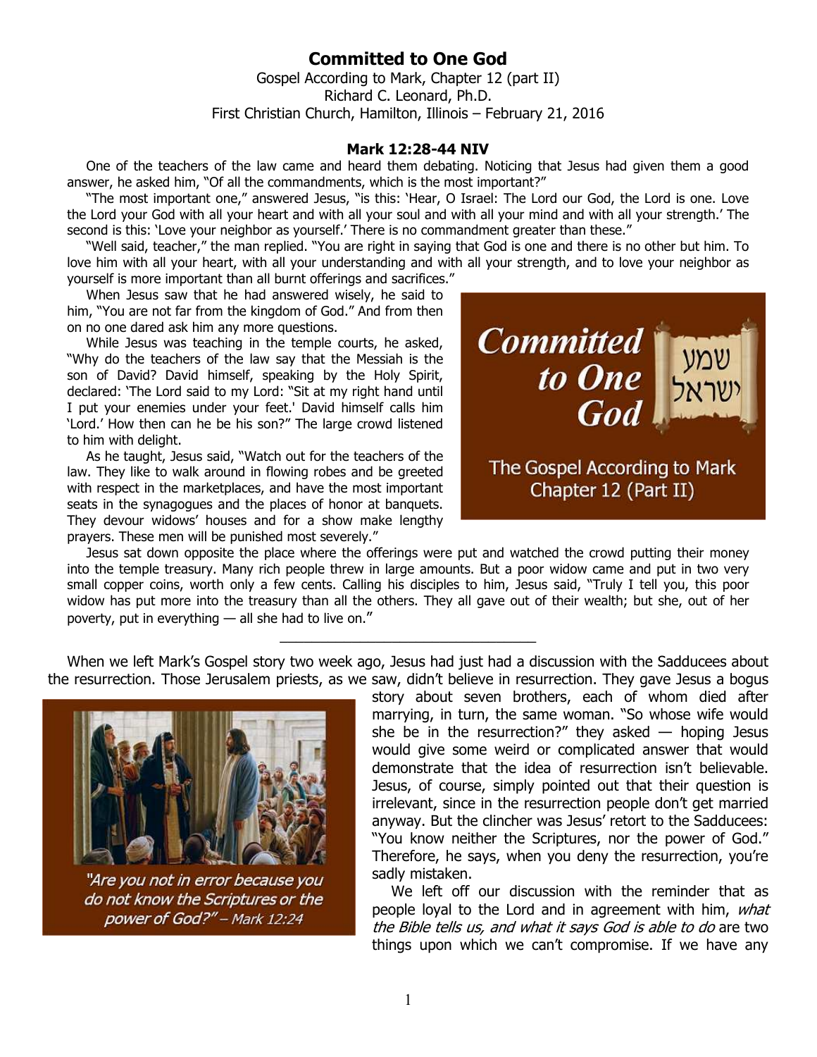# Committed to One God

Gospel According to Mark, Chapter 12 (part II)
Richard C. Leonard, Ph.D.
First Christian Church, Hamilton, Illinois – February 21, 2016

### Mark 12:28-44 NIV

One of the teachers of the law came and heard them debating. Noticing that Jesus had given them a good answer, he asked him, "Of all the commandments, which is the most important?"

"The most important one," answered Jesus, "is this: 'Hear, O Israel: The Lord our God, the Lord is one. Love the Lord your God with all your heart and with all your soul and with all your mind and with all your strength.' The second is this: 'Love your neighbor as yourself.' There is no commandment greater than these."

"Well said, teacher," the man replied. "You are right in saying that God is one and there is no other but him. To love him with all your heart, with all your understanding and with all your strength, and to love your neighbor as yourself is more important than all burnt offerings and sacrifices."

When Jesus saw that he had answered wisely, he said to him, "You are not far from the kingdom of God." And from then on no one dared ask him any more questions.

While Jesus was teaching in the temple courts, he asked, "Why do the teachers of the law say that the Messiah is the son of David? David himself, speaking by the Holy Spirit, declared: 'The Lord said to my Lord: "Sit at my right hand until I put your enemies under your feet.' David himself calls him 'Lord.' How then can he be his son?" The large crowd listened to him with delight.

As he taught, Jesus said, "Watch out for the teachers of the law. They like to walk around in flowing robes and be greeted with respect in the marketplaces, and have the most important seats in the synagogues and the places of honor at banquets. They devour widows' houses and for a show make lengthy prayers. These men will be punished most severely."

Committed to One God

שמע ישראל

The Gospel According to Mark Chapter 12 (Part II)

Jesus sat down opposite the place where the offerings were put and watched the crowd putting their money into the temple treasury. Many rich people threw in large amounts. But a poor widow came and put in two very small copper coins, worth only a few cents. Calling his disciples to him, Jesus said, "Truly I tell you, this poor widow has put more into the treasury than all the others. They all gave out of their wealth; but she, out of her poverty, put in everything — all she had to live on."

---

When we left Mark's Gospel story two week ago, Jesus had just had a discussion with the Sadducees about the resurrection. Those Jerusalem priests, as we saw, didn't believe in resurrection. They gave Jesus a bogus story about seven brothers, each of whom died after marrying, in turn, the same woman. "So whose wife would she be in the resurrection?" they asked — hoping Jesus would give some weird or complicated answer that would demonstrate that the idea of resurrection isn't believable. Jesus, of course, simply pointed out that their question is irrelevant, since in the resurrection people don't get married anyway. But the clincher was Jesus' retort to the Sadducees: "You know neither the Scriptures, nor the power of God." Therefore, he says, when you deny the resurrection, you're sadly mistaken.

"Are you not in error because you do not know the Scriptures or the power of God?" – Mark 12:24

We left off our discussion with the reminder that as people loyal to the Lord and in agreement with him, *what the Bible tells us, and what it says God is able to do* are two things upon which we can't compromise. If we have any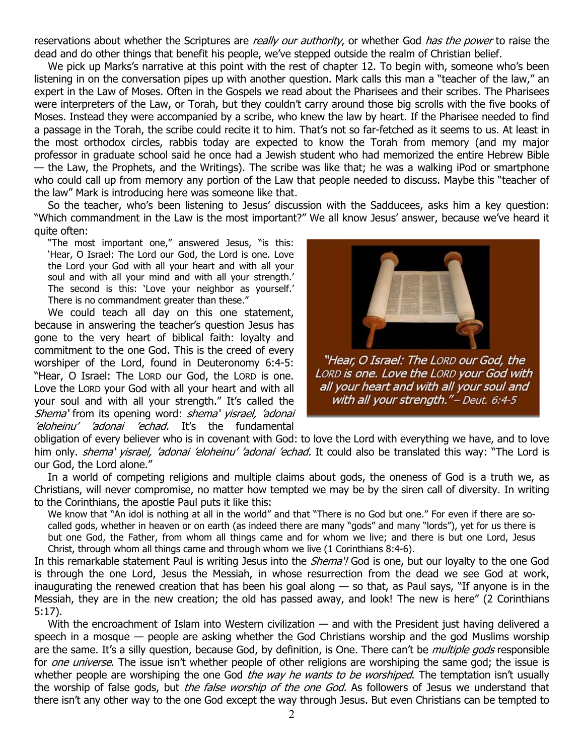reservations about whether the Scriptures are *really our authority*, or whether God *has the power* to raise the dead and do other things that benefit his people, we've stepped outside the realm of Christian belief.

We pick up Marks's narrative at this point with the rest of chapter 12. To begin with, someone who's been listening in on the conversation pipes up with another question. Mark calls this man a "teacher of the law," an expert in the Law of Moses. Often in the Gospels we read about the Pharisees and their scribes. The Pharisees were interpreters of the Law, or Torah, but they couldn't carry around those big scrolls with the five books of Moses. Instead they were accompanied by a scribe, who knew the law by heart. If the Pharisee needed to find a passage in the Torah, the scribe could recite it to him. That's not so far-fetched as it seems to us. At least in the most orthodox circles, rabbis today are expected to know the Torah from memory (and my major professor in graduate school said he once had a Jewish student who had memorized the entire Hebrew Bible — the Law, the Prophets, and the Writings). The scribe was like that; he was a walking iPod or smartphone who could call up from memory any portion of the Law that people needed to discuss. Maybe this "teacher of the law" Mark is introducing here was someone like that.

So the teacher, who's been listening to Jesus' discussion with the Sadducees, asks him a key question: "Which commandment in the Law is the most important?" We all know Jesus' answer, because we've heard it quite often:

> "The most important one," answered Jesus, "is this: 'Hear, O Israel: The Lord our God, the Lord is one. Love the Lord your God with all your heart and with all your soul and with all your mind and with all your strength.' The second is this: 'Love your neighbor as yourself.' There is no commandment greater than these."

*"Hear, O Israel: The LORD our God, the LORD is one. Love the LORD your God with all your heart and with all your soul and with all your strength." – Deut. 6:4-5*

We could teach all day on this one statement, because in answering the teacher's question Jesus has gone to the very heart of biblical faith: loyalty and commitment to the one God. This is the creed of every worshiper of the Lord, found in Deuteronomy 6:4-5: "Hear, O Israel: The LORD our God, the LORD is one. Love the LORD your God with all your heart and with all your soul and with all your strength." It's called the *Shema'* from its opening word: *shema' yisrael, 'adonai 'eloheinu' 'adonai 'echad.* It's the fundamental obligation of every believer who is in covenant with God: to love the Lord with everything we have, and to love him only. *shema' yisrael, 'adonai 'eloheinu' 'adonai 'echad.* It could also be translated this way: "The Lord is our God, the Lord alone."

In a world of competing religions and multiple claims about gods, the oneness of God is a truth we, as Christians, will never compromise, no matter how tempted we may be by the siren call of diversity. In writing to the Corinthians, the apostle Paul puts it like this:

> We know that "An idol is nothing at all in the world" and that "There is no God but one." For even if there are so-called gods, whether in heaven or on earth (as indeed there are many "gods" and many "lords"), yet for us there is but one God, the Father, from whom all things came and for whom we live; and there is but one Lord, Jesus Christ, through whom all things came and through whom we live (1 Corinthians 8:4-6).

In this remarkable statement Paul is writing Jesus into the *Shema'!* God is one, but our loyalty to the one God is through the one Lord, Jesus the Messiah, in whose resurrection from the dead we see God at work, inaugurating the renewed creation that has been his goal along — so that, as Paul says, "If anyone is in the Messiah, they are in the new creation; the old has passed away, and look! The new is here" (2 Corinthians 5:17).

With the encroachment of Islam into Western civilization — and with the President just having delivered a speech in a mosque — people are asking whether the God Christians worship and the god Muslims worship are the same. It's a silly question, because God, by definition, is One. There can't be *multiple gods* responsible for *one universe*. The issue isn't whether people of other religions are worshiping the same god; the issue is whether people are worshiping the one God *the way he wants to be worshiped*. The temptation isn't usually the worship of false gods, but *the false worship of the one God.* As followers of Jesus we understand that there isn't any other way to the one God except the way through Jesus. But even Christians can be tempted to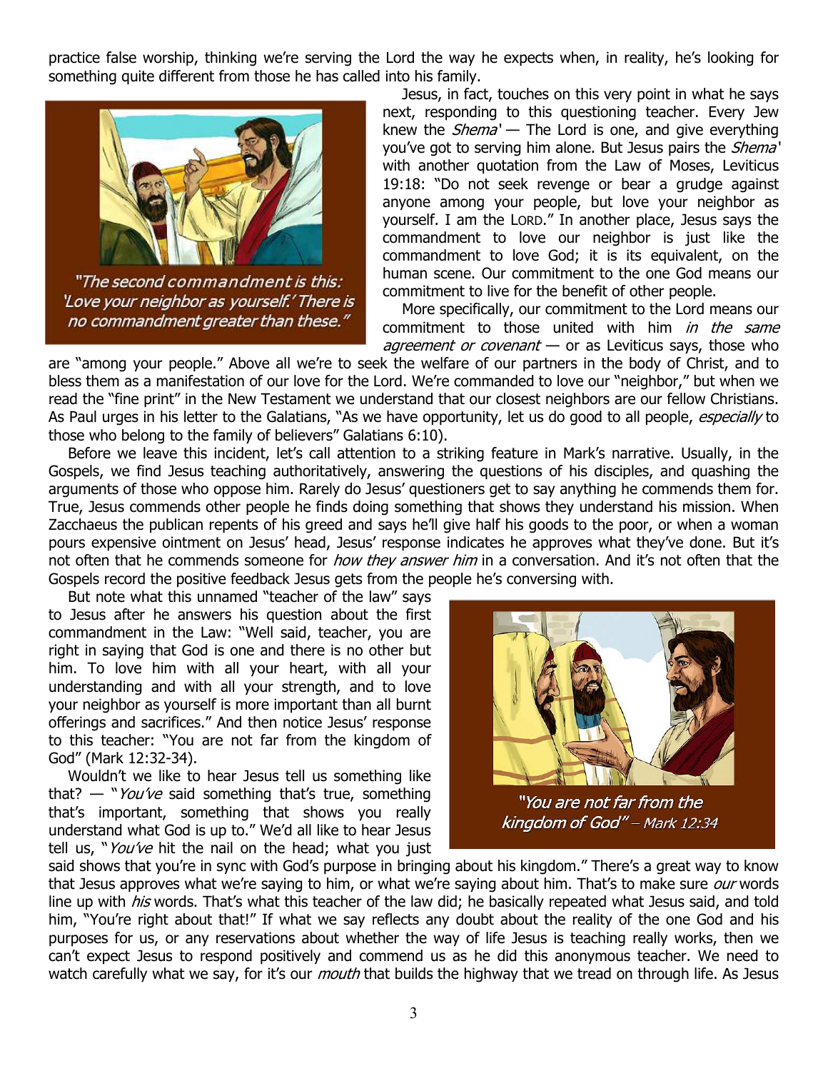practice false worship, thinking we're serving the Lord the way he expects when, in reality, he's looking for something quite different from those he has called into his family.

"The second commandment is this: 'Love your neighbor as yourself.' There is no commandment greater than these."

Jesus, in fact, touches on this very point in what he says next, responding to this questioning teacher. Every Jew knew the *Shema'* — The Lord is one, and give everything you've got to serving him alone. But Jesus pairs the *Shema'* with another quotation from the Law of Moses, Leviticus 19:18: "Do not seek revenge or bear a grudge against anyone among your people, but love your neighbor as yourself. I am the LORD." In another place, Jesus says the commandment to love our neighbor is just like the commandment to love God; it is its equivalent, on the human scene. Our commitment to the one God means our commitment to live for the benefit of other people.

More specifically, our commitment to the Lord means our commitment to those united with him *in the same agreement or covenant* — or as Leviticus says, those who are "among your people." Above all we're to seek the welfare of our partners in the body of Christ, and to bless them as a manifestation of our love for the Lord. We're commanded to love our "neighbor," but when we read the "fine print" in the New Testament we understand that our closest neighbors are our fellow Christians. As Paul urges in his letter to the Galatians, "As we have opportunity, let us do good to all people, *especially* to those who belong to the family of believers" Galatians 6:10).

Before we leave this incident, let's call attention to a striking feature in Mark's narrative. Usually, in the Gospels, we find Jesus teaching authoritatively, answering the questions of his disciples, and quashing the arguments of those who oppose him. Rarely do Jesus' questioners get to say anything he commends them for. True, Jesus commends other people he finds doing something that shows they understand his mission. When Zacchaeus the publican repents of his greed and says he'll give half his goods to the poor, or when a woman pours expensive ointment on Jesus' head, Jesus' response indicates he approves what they've done. But it's not often that he commends someone for *how they answer him* in a conversation. And it's not often that the Gospels record the positive feedback Jesus gets from the people he's conversing with.

But note what this unnamed "teacher of the law" says to Jesus after he answers his question about the first commandment in the Law: "Well said, teacher, you are right in saying that God is one and there is no other but him. To love him with all your heart, with all your understanding and with all your strength, and to love your neighbor as yourself is more important than all burnt offerings and sacrifices." And then notice Jesus' response to this teacher: "You are not far from the kingdom of God" (Mark 12:32-34).

"You are not far from the kingdom of God" – Mark 12:34

Wouldn't we like to hear Jesus tell us something like that? — "*You've* said something that's true, something that's important, something that shows you really understand what God is up to." We'd all like to hear Jesus tell us, "*You've* hit the nail on the head; what you just said shows that you're in sync with God's purpose in bringing about his kingdom." There's a great way to know that Jesus approves what we're saying to him, or what we're saying about him. That's to make sure *our* words line up with *his* words. That's what this teacher of the law did; he basically repeated what Jesus said, and told him, "You're right about that!" If what we say reflects any doubt about the reality of the one God and his purposes for us, or any reservations about whether the way of life Jesus is teaching really works, then we can't expect Jesus to respond positively and commend us as he did this anonymous teacher. We need to watch carefully what we say, for it's our *mouth* that builds the highway that we tread on through life. As Jesus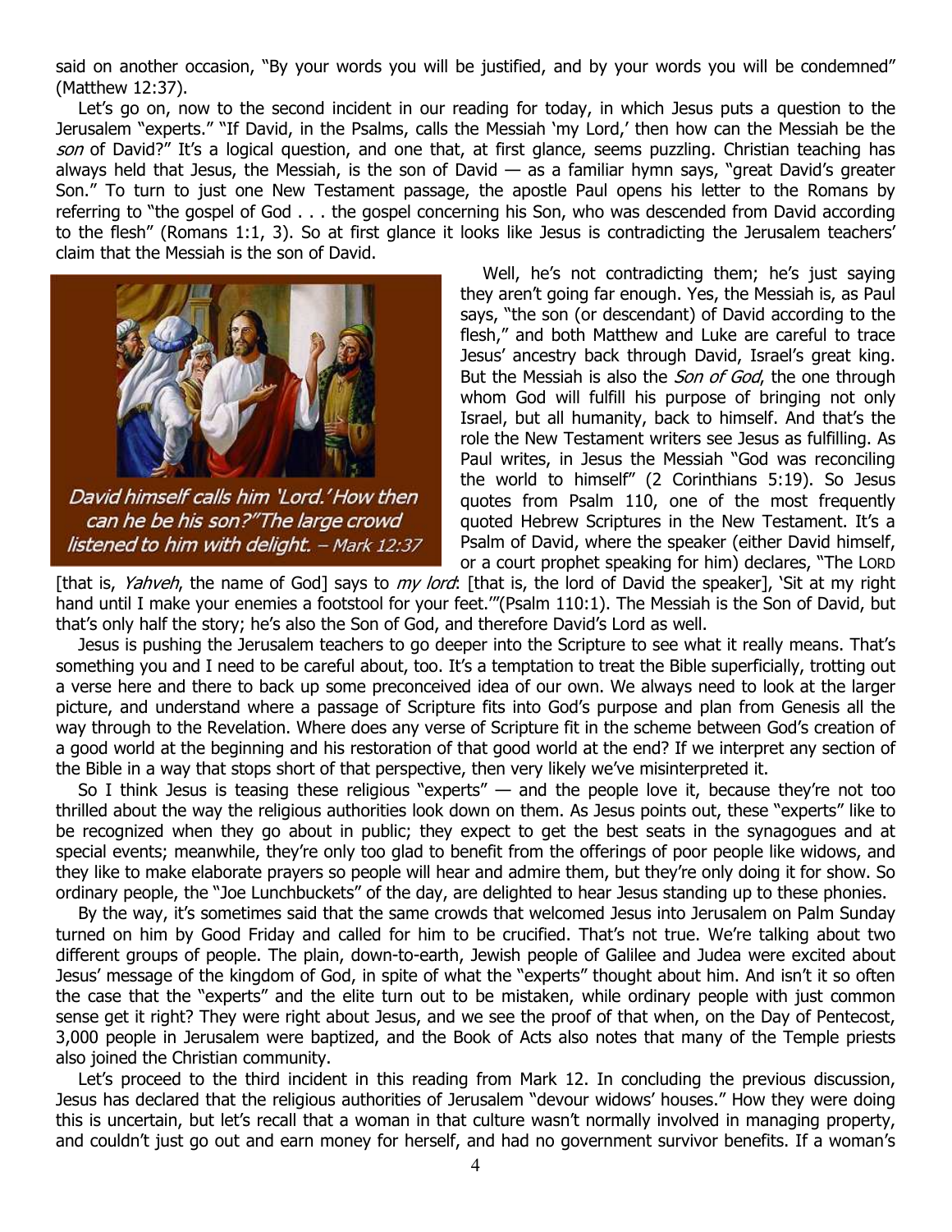said on another occasion, "By your words you will be justified, and by your words you will be condemned" (Matthew 12:37).

Let's go on, now to the second incident in our reading for today, in which Jesus puts a question to the Jerusalem "experts." "If David, in the Psalms, calls the Messiah 'my Lord,' then how can the Messiah be the *son* of David?" It's a logical question, and one that, at first glance, seems puzzling. Christian teaching has always held that Jesus, the Messiah, is the son of David — as a familiar hymn says, "great David's greater Son." To turn to just one New Testament passage, the apostle Paul opens his letter to the Romans by referring to "the gospel of God . . . the gospel concerning his Son, who was descended from David according to the flesh" (Romans 1:1, 3). So at first glance it looks like Jesus is contradicting the Jerusalem teachers' claim that the Messiah is the son of David.

*David himself calls him 'Lord.' How then can he be his son?" The large crowd listened to him with delight. – Mark 12:37*

Well, he's not contradicting them; he's just saying they aren't going far enough. Yes, the Messiah is, as Paul says, "the son (or descendant) of David according to the flesh," and both Matthew and Luke are careful to trace Jesus' ancestry back through David, Israel's great king. But the Messiah is also the *Son of God*, the one through whom God will fulfill his purpose of bringing not only Israel, but all humanity, back to himself. And that's the role the New Testament writers see Jesus as fulfilling. As Paul writes, in Jesus the Messiah "God was reconciling the world to himself" (2 Corinthians 5:19). So Jesus quotes from Psalm 110, one of the most frequently quoted Hebrew Scriptures in the New Testament. It's a Psalm of David, where the speaker (either David himself, or a court prophet speaking for him) declares, "The LORD [that is, *Yahveh*, the name of God] says to *my lord*: [that is, the lord of David the speaker], 'Sit at my right hand until I make your enemies a footstool for your feet.'"(Psalm 110:1). The Messiah is the Son of David, but that's only half the story; he's also the Son of God, and therefore David's Lord as well.

Jesus is pushing the Jerusalem teachers to go deeper into the Scripture to see what it really means. That's something you and I need to be careful about, too. It's a temptation to treat the Bible superficially, trotting out a verse here and there to back up some preconceived idea of our own. We always need to look at the larger picture, and understand where a passage of Scripture fits into God's purpose and plan from Genesis all the way through to the Revelation. Where does any verse of Scripture fit in the scheme between God's creation of a good world at the beginning and his restoration of that good world at the end? If we interpret any section of the Bible in a way that stops short of that perspective, then very likely we've misinterpreted it.

So I think Jesus is teasing these religious "experts" — and the people love it, because they're not too thrilled about the way the religious authorities look down on them. As Jesus points out, these "experts" like to be recognized when they go about in public; they expect to get the best seats in the synagogues and at special events; meanwhile, they're only too glad to benefit from the offerings of poor people like widows, and they like to make elaborate prayers so people will hear and admire them, but they're only doing it for show. So ordinary people, the "Joe Lunchbuckets" of the day, are delighted to hear Jesus standing up to these phonies.

By the way, it's sometimes said that the same crowds that welcomed Jesus into Jerusalem on Palm Sunday turned on him by Good Friday and called for him to be crucified. That's not true. We're talking about two different groups of people. The plain, down-to-earth, Jewish people of Galilee and Judea were excited about Jesus' message of the kingdom of God, in spite of what the "experts" thought about him. And isn't it so often the case that the "experts" and the elite turn out to be mistaken, while ordinary people with just common sense get it right? They were right about Jesus, and we see the proof of that when, on the Day of Pentecost, 3,000 people in Jerusalem were baptized, and the Book of Acts also notes that many of the Temple priests also joined the Christian community.

Let's proceed to the third incident in this reading from Mark 12. In concluding the previous discussion, Jesus has declared that the religious authorities of Jerusalem "devour widows' houses." How they were doing this is uncertain, but let's recall that a woman in that culture wasn't normally involved in managing property, and couldn't just go out and earn money for herself, and had no government survivor benefits. If a woman's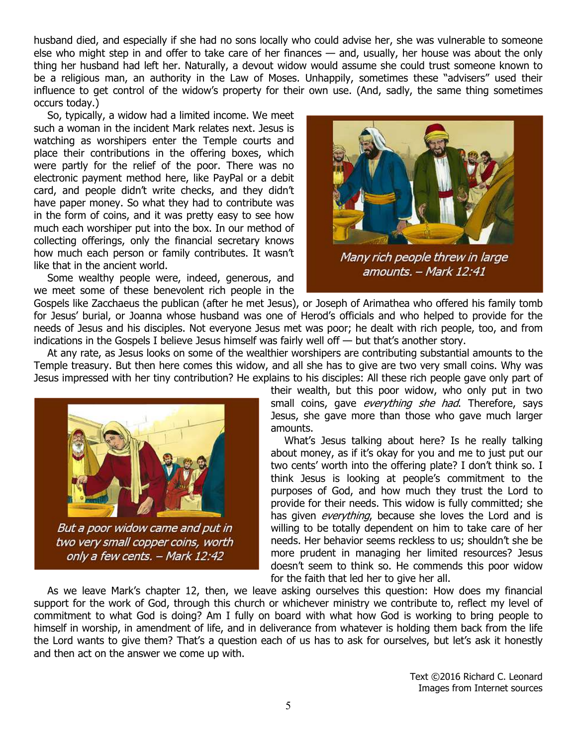husband died, and especially if she had no sons locally who could advise her, she was vulnerable to someone else who might step in and offer to take care of her finances — and, usually, her house was about the only thing her husband had left her. Naturally, a devout widow would assume she could trust someone known to be a religious man, an authority in the Law of Moses. Unhappily, sometimes these "advisers" used their influence to get control of the widow's property for their own use. (And, sadly, the same thing sometimes occurs today.)

So, typically, a widow had a limited income. We meet such a woman in the incident Mark relates next. Jesus is watching as worshipers enter the Temple courts and place their contributions in the offering boxes, which were partly for the relief of the poor. There was no electronic payment method here, like PayPal or a debit card, and people didn't write checks, and they didn't have paper money. So what they had to contribute was in the form of coins, and it was pretty easy to see how much each worshiper put into the box. In our method of collecting offerings, only the financial secretary knows how much each person or family contributes. It wasn't like that in the ancient world.

*Many rich people threw in large amounts. – Mark 12:41*

Some wealthy people were, indeed, generous, and we meet some of these benevolent rich people in the Gospels like Zacchaeus the publican (after he met Jesus), or Joseph of Arimathea who offered his family tomb for Jesus' burial, or Joanna whose husband was one of Herod's officials and who helped to provide for the needs of Jesus and his disciples. Not everyone Jesus met was poor; he dealt with rich people, too, and from indications in the Gospels I believe Jesus himself was fairly well off — but that's another story.

At any rate, as Jesus looks on some of the wealthier worshipers are contributing substantial amounts to the Temple treasury. But then here comes this widow, and all she has to give are two very small coins. Why was Jesus impressed with her tiny contribution? He explains to his disciples: All these rich people gave only part of their wealth, but this poor widow, who only put in two small coins, gave *everything she had*. Therefore, says Jesus, she gave more than those who gave much larger amounts.

*But a poor widow came and put in two very small copper coins, worth only a few cents. – Mark 12:42*

What's Jesus talking about here? Is he really talking about money, as if it's okay for you and me to just put our two cents' worth into the offering plate? I don't think so. I think Jesus is looking at people's commitment to the purposes of God, and how much they trust the Lord to provide for their needs. This widow is fully committed; she has given *everything*, because she loves the Lord and is willing to be totally dependent on him to take care of her needs. Her behavior seems reckless to us; shouldn't she be more prudent in managing her limited resources? Jesus doesn't seem to think so. He commends this poor widow for the faith that led her to give her all.

As we leave Mark's chapter 12, then, we leave asking ourselves this question: How does my financial support for the work of God, through this church or whichever ministry we contribute to, reflect my level of commitment to what God is doing? Am I fully on board with what how God is working to bring people to himself in worship, in amendment of life, and in deliverance from whatever is holding them back from the life the Lord wants to give them? That's a question each of us has to ask for ourselves, but let's ask it honestly and then act on the answer we come up with.

Text ©2016 Richard C. Leonard
Images from Internet sources